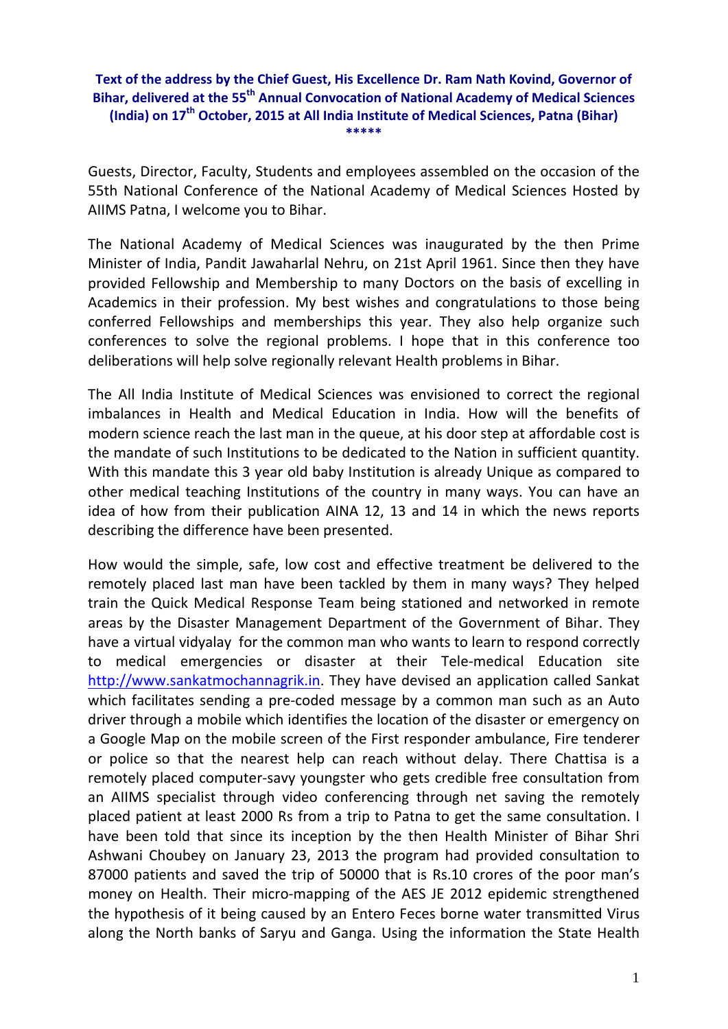**Text of the address by the Chief Guest, His Excellence Dr. Ram Nath Kovind, Governor of Bihar, delivered at the 55th Annual Convocation of National Academy of Medical Sciences (India) on 17th October, 2015 at All India Institute of Medical Sciences, Patna (Bihar)**

**\*\*\*\*\***

Guests, Director, Faculty, Students and employees assembled on the occasion of the 55th National Conference of the National Academy of Medical Sciences Hosted by AIIMS Patna, I welcome you to Bihar.

The National Academy of Medical Sciences was inaugurated by the then Prime Minister of India, Pandit Jawaharlal Nehru, on 21st April 1961. Since then they have provided Fellowship and Membership to many Doctors on the basis of excelling in Academics in their profession. My best wishes and congratulations to those being conferred Fellowships and memberships this year. They also help organize such conferences to solve the regional problems. I hope that in this conference too deliberations will help solve regionally relevant Health problems in Bihar.

The All India Institute of Medical Sciences was envisioned to correct the regional imbalances in Health and Medical Education in India. How will the benefits of modern science reach the last man in the queue, at his door step at affordable cost is the mandate of such Institutions to be dedicated to the Nation in sufficient quantity. With this mandate this 3 year old baby Institution is already Unique as compared to other medical teaching Institutions of the country in many ways. You can have an idea of how from their publication AINA 12, 13 and 14 in which the news reports describing the difference have been presented.

How would the simple, safe, low cost and effective treatment be delivered to the remotely placed last man have been tackled by them in many ways? They helped train the Quick Medical Response Team being stationed and networked in remote areas by the Disaster Management Department of the Government of Bihar. They have a virtual vidyalay for the common man who wants to learn to respond correctly to medical emergencies or disaster at their Tele-medical Education site http://www.sankatmochannagrik.in. They have devised an application called Sankat which facilitates sending a pre-coded message by a common man such as an Auto driver through a mobile which identifies the location of the disaster or emergency on a Google Map on the mobile screen of the First responder ambulance, Fire tenderer or police so that the nearest help can reach without delay. There Chattisa is a remotely placed computer-savy youngster who gets credible free consultation from an AIIMS specialist through video conferencing through net saving the remotely placed patient at least 2000 Rs from a trip to Patna to get the same consultation. I have been told that since its inception by the then Health Minister of Bihar Shri Ashwani Choubey on January 23, 2013 the program had provided consultation to 87000 patients and saved the trip of 50000 that is Rs.10 crores of the poor man's money on Health. Their micro-mapping of the AES JE 2012 epidemic strengthened the hypothesis of it being caused by an Entero Feces borne water transmitted Virus along the North banks of Saryu and Ganga. Using the information the State Health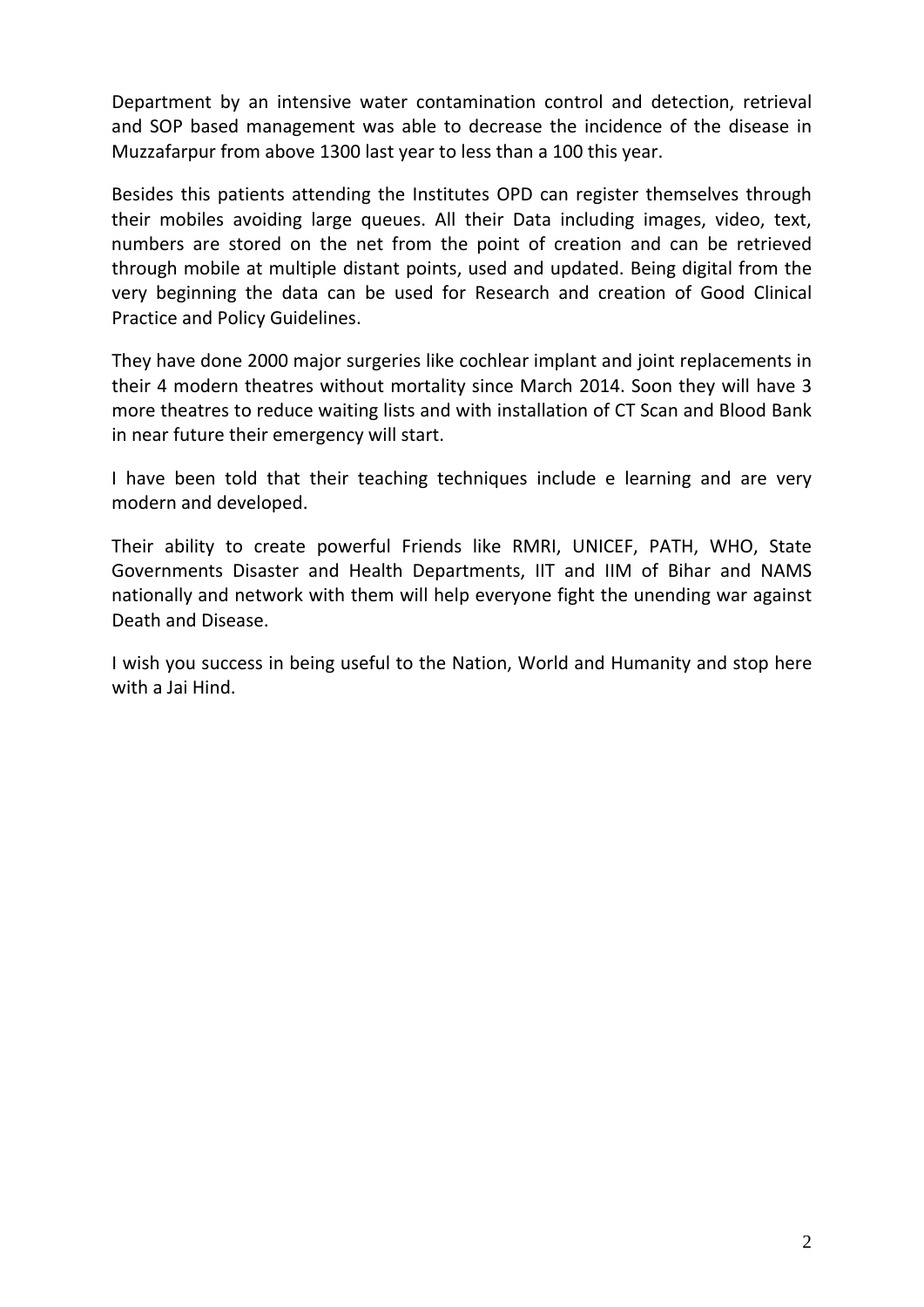Department by an intensive water contamination control and detection, retrieval and SOP based management was able to decrease the incidence of the disease in Muzzafarpur from above 1300 last year to less than a 100 this year.

Besides this patients attending the Institutes OPD can register themselves through their mobiles avoiding large queues. All their Data including images, video, text, numbers are stored on the net from the point of creation and can be retrieved through mobile at multiple distant points, used and updated. Being digital from the very beginning the data can be used for Research and creation of Good Clinical Practice and Policy Guidelines.

They have done 2000 major surgeries like cochlear implant and joint replacements in their 4 modern theatres without mortality since March 2014. Soon they will have 3 more theatres to reduce waiting lists and with installation of CT Scan and Blood Bank in near future their emergency will start.

I have been told that their teaching techniques include e learning and are very modern and developed.

Their ability to create powerful Friends like RMRI, UNICEF, PATH, WHO, State Governments Disaster and Health Departments, IIT and IIM of Bihar and NAMS nationally and network with them will help everyone fight the unending war against Death and Disease.

I wish you success in being useful to the Nation, World and Humanity and stop here with a Jai Hind.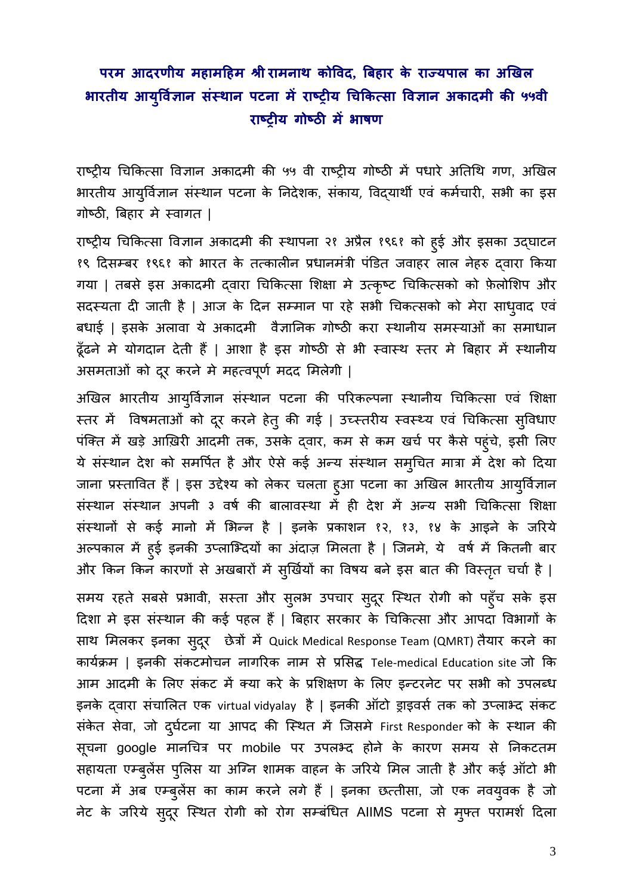## परम आदरणीय महामहिम श्री रामनाथ कोविद, बिहार के राज्यपाल का अखिल भारतीय आयुर्विज्ञान संस्थान पटना में राष्ट्रीय चिकित्सा विज्ञान अकादमी की ५५वी राष्ट्रीय गोष्ठी में भाषण

राष्ट्रीय चिकित्सा विज्ञान अकादमी की ५५ वी राष्ट्रीय गोष्ठी में पधारे अतिथि गण, अखिल भारतीय आयुर्विज्ञान संस्थान पटना के निदेशक, संकाय, विद्यार्थी एवं कर्मचारी, सभी का इस गोष्ठी, बिहार मे स्वागत |

राष्ट्रीय चिकित्सा विज्ञान अकादमी की स्थापना २१ अप्रैल १९६१ को हुई और इसका उद्घाटन १९ दिसम्बर १९६१ को भारत के तत्कालीन प्रधानमंत्री पंडित जवाहर लाल नेहरु द्वारा किया गया | तबसे इस अकादमी द्वारा चिकित्सा शिक्षा मे उत्कृष्ट चिकित्सको को फ़ेलोशिप और सदस्यता दी जाती है | आज के दिन सम्मान पा रहे सभी चिकत्सको को मेरा साधुवाद एवं बधाई | इसके अलावा ये अकादमी वैज्ञानिक गोष्ठी करा स्थानीय समस्याओं का समाधान ढूँढने मे योगदान देती हैं | आशा है इस गोष्ठी से भी स्वास्थ स्तर मे बिहार में स्थानीय असमताओं को दूर करने मे महत्वपूर्ण मदद मिलेगी |

अखिल भारतीय आयुर्विज्ञान संस्थान पटना की परिकल्पना स्थानीय चिकित्सा एवं शिक्षा स्तर में विषमताओं को दूर करने हेतु की गई | उच्चस्तरीय स्वस्थ्य एवं चिकित्सा सुविधाए पंक्ति में खड़े आख़िरी आदमी तक, उसके द्वार, कम से कम खर्च पर कैसे पहुंचे, इसी लिए ये संस्थान देश को समर्पित है और ऐसे कई अन्य संस्थान समुचित मात्रा में देश को दिया जाना प्रस्तावित हैं | इस उद्देश्य को लेकर चलता हुआ पटना का अखिल भारतीय आयुर्विज्ञान संस्थान संस्थान अपनी ३ वर्ष की बालावस्था में ही देश में अन्य सभी चिकित्सा शिक्षा संस्थानों से कई मानो में भिन्न है | इनके प्रकाशन १२, १३, १४ के आइने के जरिये अल्पकाल में हुई इनकी उप्लाब्दियों का अंदाज़ मिलता है | जिनमे, ये वर्ष में कितनी बार और किन किन कारणों से अखबारों में सुर्ख़ियों का विषय बने इस बात की विस्तृत चर्चा है |

समय रहते सबसे प्रभावी, सस्ता और सुलभ उपचार सुदूर स्थित रोगी को पहुँच सके इस दिशा मे इस संस्थान की कई पहल हैं | बिहार सरकार के चिकित्सा और आपदा विभागों के साथ मिलकर इनका सुदूर छेत्रों में Quick Medical Response Team (QMRT) तैयार करने का कार्यक्रम | इनकी संकटमोचन नागरिक नाम से प्रसिद्ध Tele-medical Education site जो कि आम आदमी के लिए संकट में क्या करे के प्रशिक्षण के लिए इन्टरनेट पर सभी को उपलब्ध इनके द्वारा संचालित एक virtual vidyalay है | इनकी ऑटो ड्राइवर्स तक को उप्लाभ्द संकट संकेत सेवा, जो दुर्घटना या आपद की स्थित में जिसमे First Responder को के स्थान की सूचना google मानचित्र पर mobile पर उपलभ्द होने के कारण समय से निकटतम सहायता एम्बुलेंस पुलिस या अग्नि शामक वाहन के जरिये मिल जाती है और कई ऑटो भी पटना में अब एम्बुलेंस का काम करने लगे हैं | इनका छत्तीसा, जो एक नवयुवक है जो नेट के जरिये सुदूर स्थित रोगी को रोग सम्बंधित AIIMS पटना से मुफ्त परामर्श दिला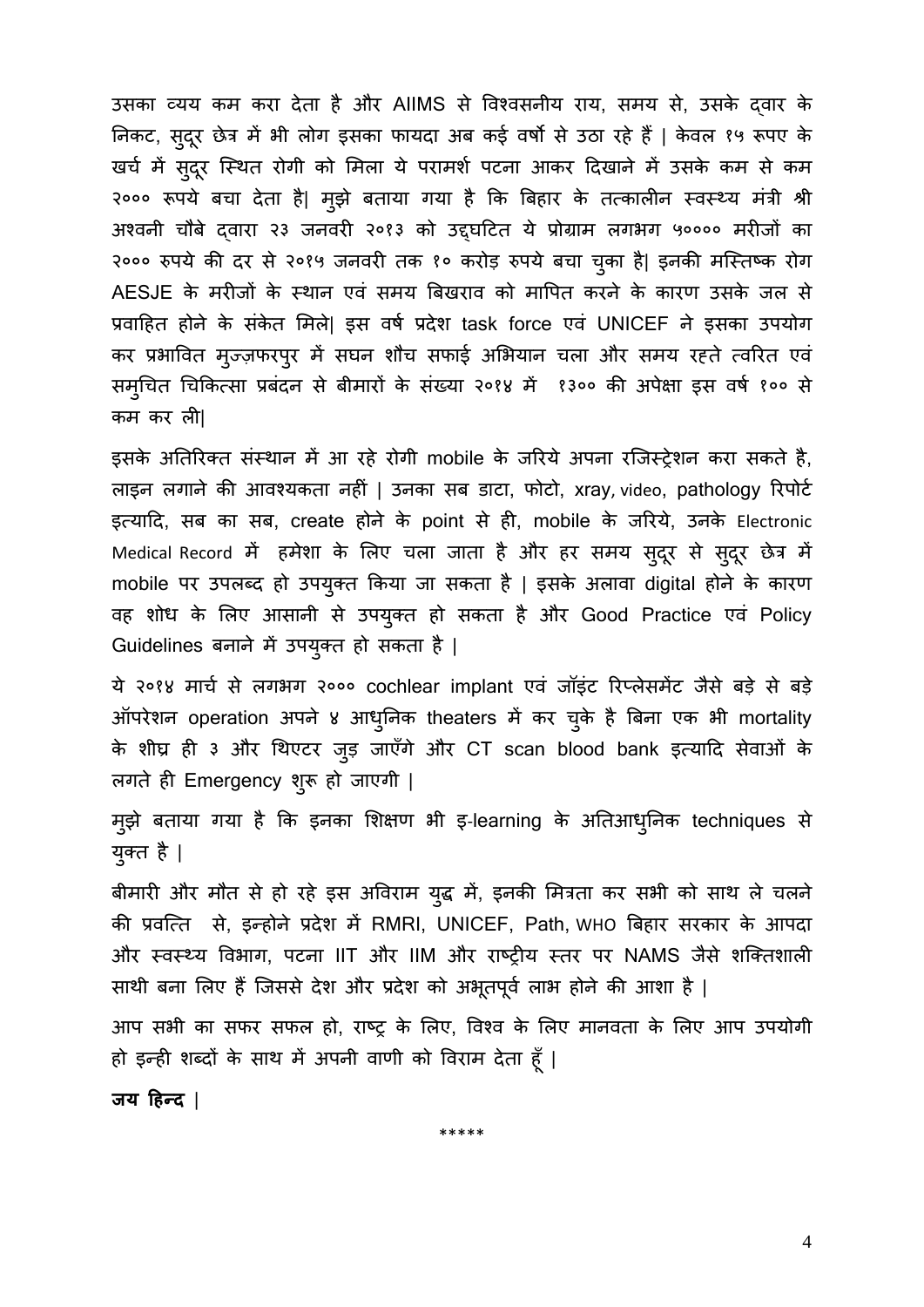उसका व्यय कम करा देता है और AIIMS से विश्वसनीय राय, समय से, उसके द्वार के निकट, सुदूर छेत्र में भी लोग इसका फायदा अब कई वर्षो से उठा रहे हैं | केवल १५ रूपए के खर्च में सुदूर स्थित रोगी को मिला ये परामर्श पटना आकर दिखाने में उसके कम से कम २००० रूपये बचा देता है| मुझे बताया गया है कि बिहार के तत्कालीन स्वस्थ्य मंत्री श्री अश्वनी चौबे द्वारा २३ जनवरी २०१३ को उद्घटित ये प्रोग्राम लगभग ५०००० मरीजों का २००० रुपये की दर से २०१५ जनवरी तक १० करोड़ रुपये बचा चुका है| इनकी मस्तिष्क रोग AESJE के मरीजों के स्थान एवं समय बिखराव को मापित करने के कारण उसके जल से प्रवाहित होने के संकेत मिले| इस वर्ष प्रदेश task force एवं UNICEF ने इसका उपयोग कर प्रभावित मुज़्ज़फरपुर में सघन शौच सफाई अभियान चला और समय रहते त्वरित एवं समुचित चिकित्सा प्रबंदन से बीमारों के संख्या २०१४ में १३०० की अपेक्षा इस वर्ष १०० से कम कर ली|

इसके अतिरिक्त संस्थान में आ रहे रोगी mobile के जरिये अपना रजिस्ट्रेशन करा सकते है, लाइन लगाने की आवश्यकता नहीं | उनका सब डाटा, फोटो, xray, video, pathology रिपोर्ट इत्यादि, सब का सब, create होने के point से ही, mobile के जरिये, उनके Electronic Medical Record में हमेशा के लिए चला जाता है और हर समय सुदूर से सुदूर छेत्र में mobile पर उपलब्द हो उपयुक्त किया जा सकता है | इसके अलावा digital होने के कारण वह शोध के लिए आसानी से उपयुक्त हो सकता है और Good Practice एवं Policy Guidelines बनाने में उपयुक्त हो सकता है |

ये २०१४ मार्च से लगभग २००० cochlear implant एवं जॉइंट रिप्लेसमेंट जैसे बड़े से बड़े ऑपरेशन operation अपने ४ आधुनिक theaters में कर चुके है बिना एक भी mortality के शीघ्र ही ३ और थिएटर जुड़ जाएँगे और CT scan blood bank इत्यादि सेवाओं के लगते ही Emergency शुरू हो जाएगी |

मुझे बताया गया है कि इनका शिक्षण भी इ-learning के अतिआधुनिक techniques से युक्त है |

बीमारी और मौत से हो रहे इस अविराम युद्ध में, इनकी मित्रता कर सभी को साथ ले चलने की प्रवत्ति से, इन्होने प्रदेश में RMRI, UNICEF, Path, WHO बिहार सरकार के आपदा और स्वस्थ्य विभाग, पटना IIT और IIM और राष्ट्रीय स्तर पर NAMS जैसे शक्तिशाली साथी बना लिए हैं जिससे देश और प्रदेश को अभूतपूर्व लाभ होने की आशा है |

आप सभी का सफर सफल हो, राष्ट्र के लिए, विश्व के लिए मानवता के लिए आप उपयोगी हो इन्ही शब्दों के साथ में अपनी वाणी को विराम देता हूँ |

**जय हिन्द |**

*****